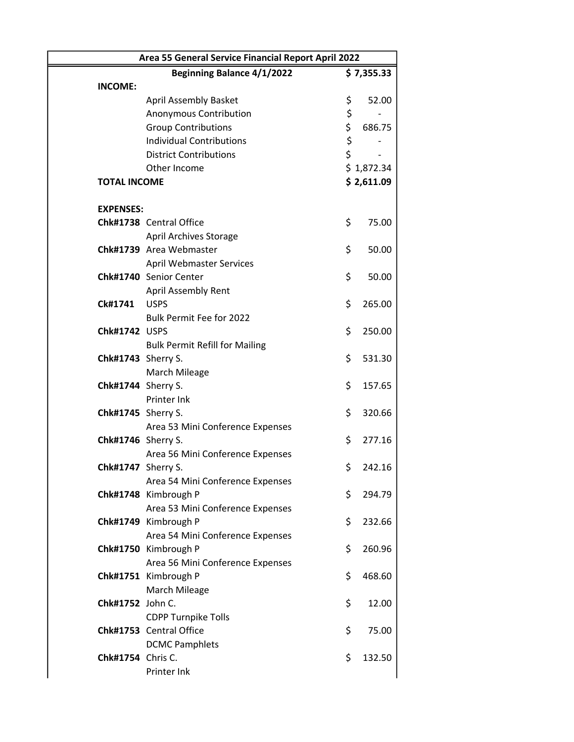| Area 55 General Service Financial Report April 2022 | | |
|---|---|---|
| | **Beginning Balance 4/1/2022** | **$ 7,355.33** |
| **INCOME:** | | |
| | April Assembly Basket | $ 52.00 |
| | Anonymous Contribution | $ - |
| | Group Contributions | $ 686.75 |
| | Individual Contributions | $ - |
| | District Contributions | $ - |
| | Other Income | $ 1,872.34 |
| **TOTAL INCOME** | | **$ 2,611.09** |
| | | |
| **EXPENSES:** | | |
| **Chk#1738** | Central Office | $ 75.00 |
| | April Archives Storage | |
| **Chk#1739** | Area Webmaster | $ 50.00 |
| | April Webmaster Services | |
| **Chk#1740** | Senior Center | $ 50.00 |
| | April Assembly Rent | |
| **Ck#1741** | USPS | $ 265.00 |
| | Bulk Permit Fee for 2022 | |
| **Chk#1742** | USPS | $ 250.00 |
| | Bulk Permit Refill for Mailing | |
| **Chk#1743** | Sherry S. | $ 531.30 |
| | March Mileage | |
| **Chk#1744** | Sherry S. | $ 157.65 |
| | Printer Ink | |
| **Chk#1745** | Sherry S. | $ 320.66 |
| | Area 53 Mini Conference Expenses | |
| **Chk#1746** | Sherry S. | $ 277.16 |
| | Area 56 Mini Conference Expenses | |
| **Chk#1747** | Sherry S. | $ 242.16 |
| | Area 54 Mini Conference Expenses | |
| **Chk#1748** | Kimbrough P | $ 294.79 |
| | Area 53 Mini Conference Expenses | |
| **Chk#1749** | Kimbrough P | $ 232.66 |
| | Area 54 Mini Conference Expenses | |
| **Chk#1750** | Kimbrough P | $ 260.96 |
| | Area 56 Mini Conference Expenses | |
| **Chk#1751** | Kimbrough P | $ 468.60 |
| | March Mileage | |
| **Chk#1752** | John C. | $ 12.00 |
| | CDPP Turnpike Tolls | |
| **Chk#1753** | Central Office | $ 75.00 |
| | DCMC Pamphlets | |
| **Chk#1754** | Chris C. | $ 132.50 |
| | Printer Ink | |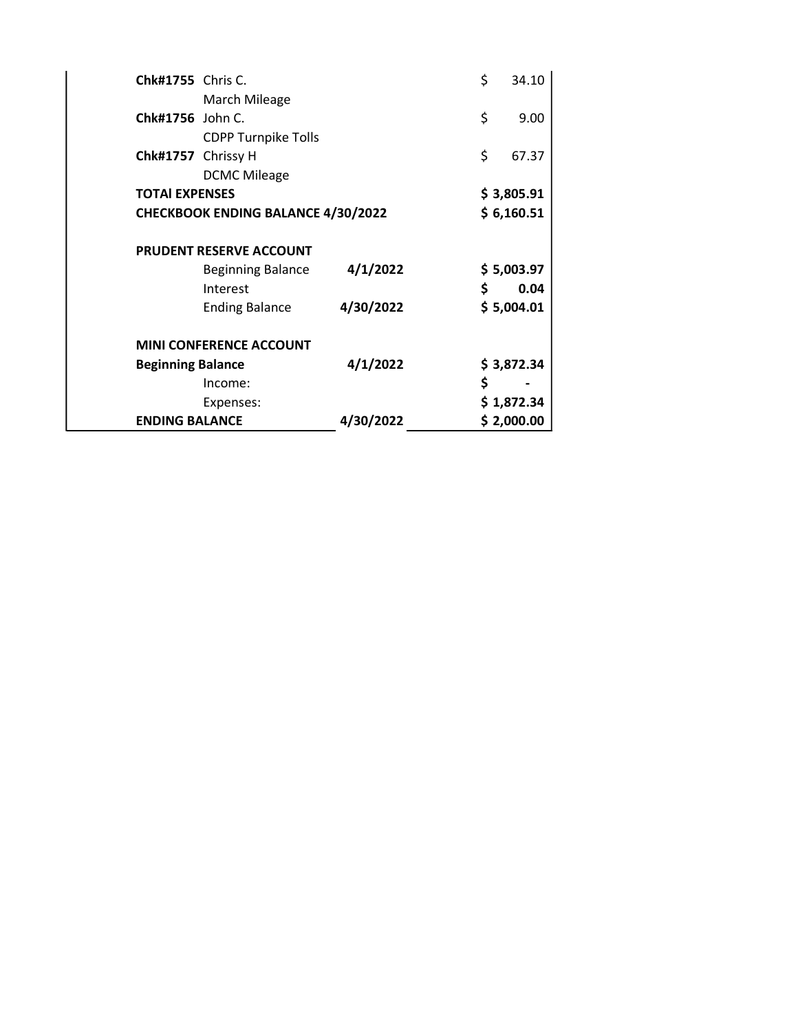| | | | |
|---|---|---|---|
| **Chk#1755** | Chris C. | | $ 34.10 |
| | March Mileage | | |
| **Chk#1756** | John C. | | $ 9.00 |
| | CDPP Turnpike Tolls | | |
| **Chk#1757** | Chrissy H | | $ 67.37 |
| | DCMC Mileage | | |
| **TOTAl EXPENSES** | | | **$ 3,805.91** |
| **CHECKBOOK ENDING BALANCE 4/30/2022** | | | **$ 6,160.51** |
| | | | |
| **PRUDENT RESERVE ACCOUNT** | | | |
| | Beginning Balance | **4/1/2022** | **$ 5,003.97** |
| | Interest | | **$ 0.04** |
| | Ending Balance | **4/30/2022** | **$ 5,004.01** |
| | | | |
| **MINI CONFERENCE ACCOUNT** | | | |
| **Beginning Balance** | | **4/1/2022** | **$ 3,872.34** |
| | Income: | | **$ -** |
| | Expenses: | | **$ 1,872.34** |
| **ENDING BALANCE** | | **4/30/2022** | **$ 2,000.00** |